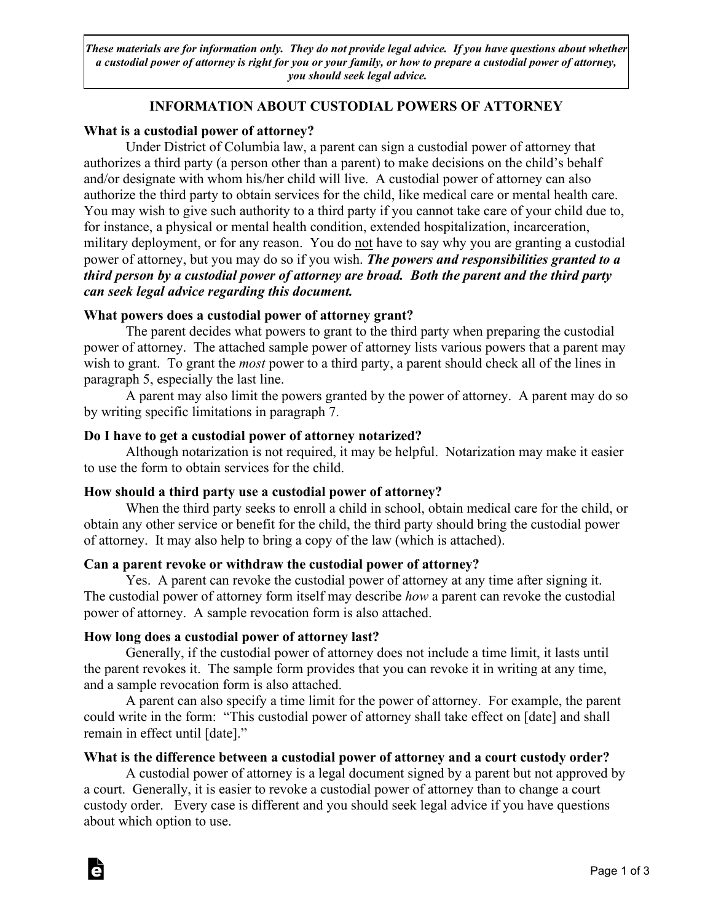***These materials are for information only. They do not provide legal advice. If you have questions about whether a custodial power of attorney is right for you or your family, or how to prepare a custodial power of attorney, you should seek legal advice.***

## INFORMATION ABOUT CUSTODIAL POWERS OF ATTORNEY

### What is a custodial power of attorney?

Under District of Columbia law, a parent can sign a custodial power of attorney that authorizes a third party (a person other than a parent) to make decisions on the child's behalf and/or designate with whom his/her child will live. A custodial power of attorney can also authorize the third party to obtain services for the child, like medical care or mental health care. You may wish to give such authority to a third party if you cannot take care of your child due to, for instance, a physical or mental health condition, extended hospitalization, incarceration, military deployment, or for any reason. You do not have to say why you are granting a custodial power of attorney, but you may do so if you wish. ***The powers and responsibilities granted to a third person by a custodial power of attorney are broad. Both the parent and the third party can seek legal advice regarding this document.***

### What powers does a custodial power of attorney grant?

The parent decides what powers to grant to the third party when preparing the custodial power of attorney. The attached sample power of attorney lists various powers that a parent may wish to grant. To grant the *most* power to a third party, a parent should check all of the lines in paragraph 5, especially the last line.

A parent may also limit the powers granted by the power of attorney. A parent may do so by writing specific limitations in paragraph 7.

### Do I have to get a custodial power of attorney notarized?

Although notarization is not required, it may be helpful. Notarization may make it easier to use the form to obtain services for the child.

### How should a third party use a custodial power of attorney?

When the third party seeks to enroll a child in school, obtain medical care for the child, or obtain any other service or benefit for the child, the third party should bring the custodial power of attorney. It may also help to bring a copy of the law (which is attached).

### Can a parent revoke or withdraw the custodial power of attorney?

Yes. A parent can revoke the custodial power of attorney at any time after signing it. The custodial power of attorney form itself may describe *how* a parent can revoke the custodial power of attorney. A sample revocation form is also attached.

### How long does a custodial power of attorney last?

Generally, if the custodial power of attorney does not include a time limit, it lasts until the parent revokes it. The sample form provides that you can revoke it in writing at any time, and a sample revocation form is also attached.

A parent can also specify a time limit for the power of attorney. For example, the parent could write in the form: "This custodial power of attorney shall take effect on [date] and shall remain in effect until [date]."

### What is the difference between a custodial power of attorney and a court custody order?

A custodial power of attorney is a legal document signed by a parent but not approved by a court. Generally, it is easier to revoke a custodial power of attorney than to change a court custody order. Every case is different and you should seek legal advice if you have questions about which option to use.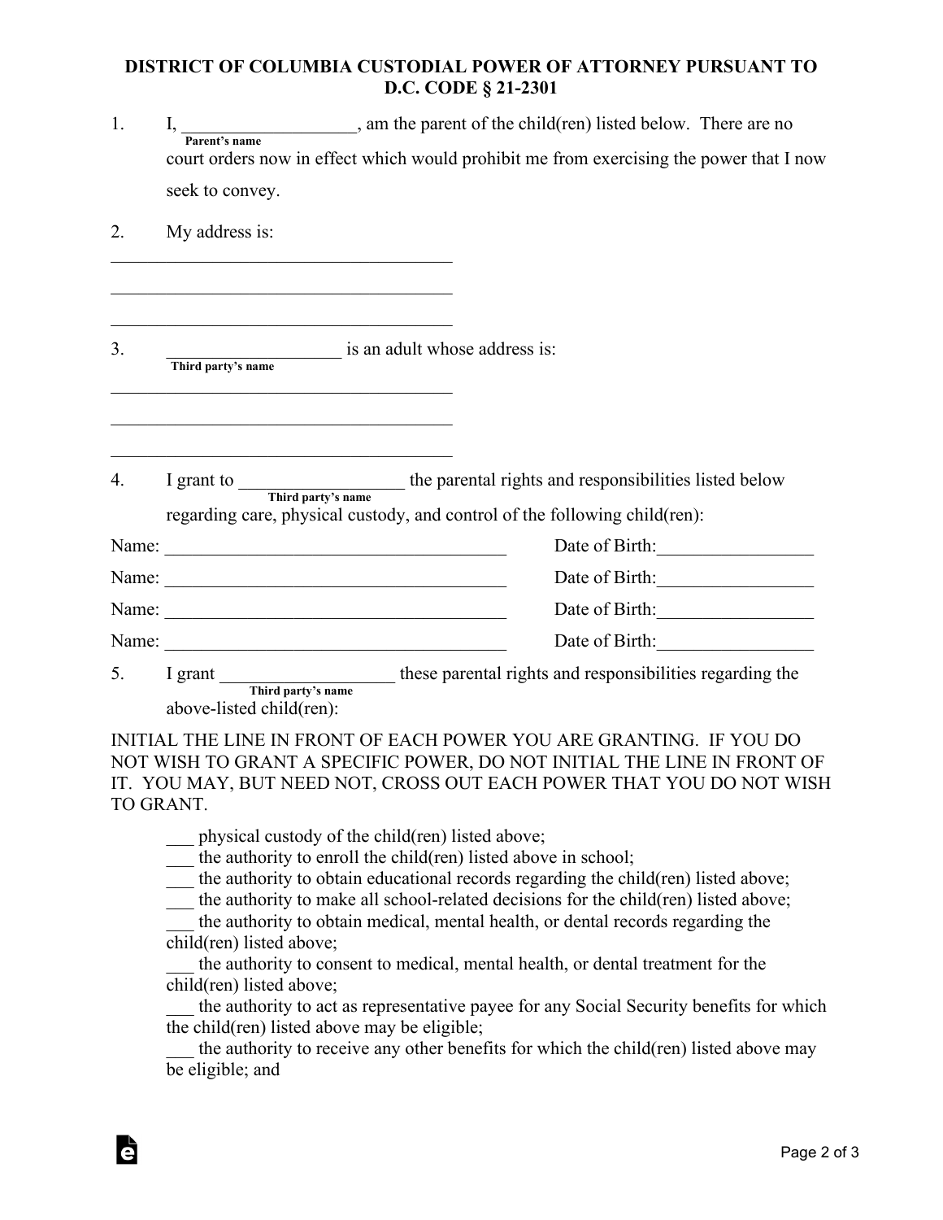# DISTRICT OF COLUMBIA CUSTODIAL POWER OF ATTORNEY PURSUANT TO D.C. CODE § 21-2301

1. I, ___________________ (Parent's name), am the parent of the child(ren) listed below. There are no court orders now in effect which would prohibit me from exercising the power that I now seek to convey.

2. My address is:

______________________________________

______________________________________

______________________________________

3. ___________________ (Third party's name) is an adult whose address is:

______________________________________

______________________________________

______________________________________

4. I grant to _________________ (Third party's name) the parental rights and responsibilities listed below regarding care, physical custody, and control of the following child(ren):

Name: ____________________________________ Date of Birth:_________________

Name: ____________________________________ Date of Birth:_________________

Name: ____________________________________ Date of Birth:_________________

Name: ____________________________________ Date of Birth:_________________

5. I grant ___________________ (Third party's name) these parental rights and responsibilities regarding the above-listed child(ren):

INITIAL THE LINE IN FRONT OF EACH POWER YOU ARE GRANTING. IF YOU DO NOT WISH TO GRANT A SPECIFIC POWER, DO NOT INITIAL THE LINE IN FRONT OF IT. YOU MAY, BUT NEED NOT, CROSS OUT EACH POWER THAT YOU DO NOT WISH TO GRANT.

___ physical custody of the child(ren) listed above;
___ the authority to enroll the child(ren) listed above in school;
___ the authority to obtain educational records regarding the child(ren) listed above;
___ the authority to make all school-related decisions for the child(ren) listed above;
___ the authority to obtain medical, mental health, or dental records regarding the child(ren) listed above;
___ the authority to consent to medical, mental health, or dental treatment for the child(ren) listed above;
___ the authority to act as representative payee for any Social Security benefits for which the child(ren) listed above may be eligible;
___ the authority to receive any other benefits for which the child(ren) listed above may be eligible; and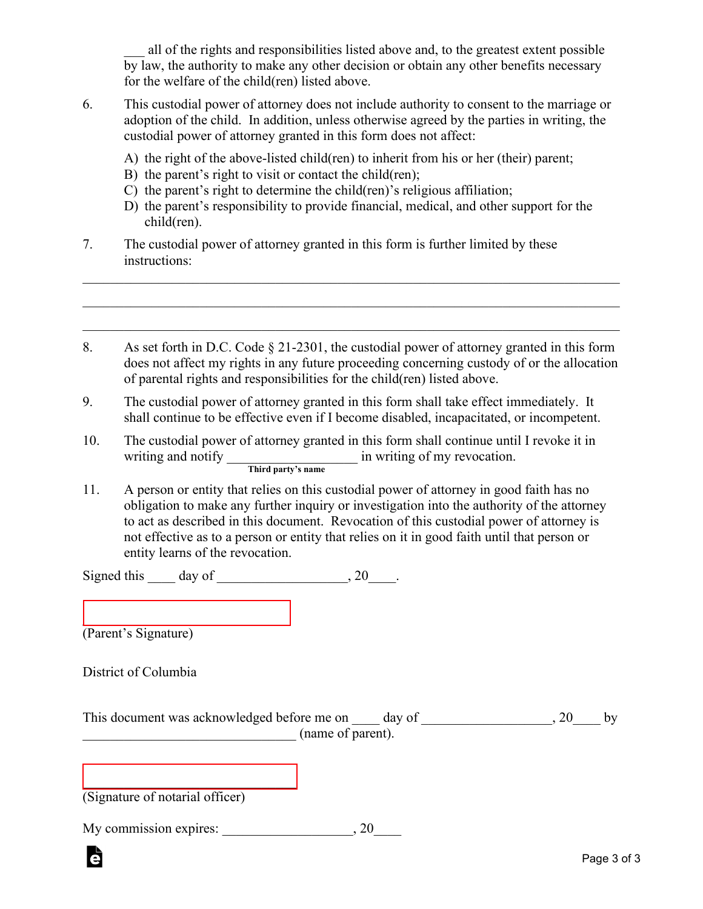___ all of the rights and responsibilities listed above and, to the greatest extent possible by law, the authority to make any other decision or obtain any other benefits necessary for the welfare of the child(ren) listed above.

6. This custodial power of attorney does not include authority to consent to the marriage or adoption of the child. In addition, unless otherwise agreed by the parties in writing, the custodial power of attorney granted in this form does not affect:

   A) the right of the above-listed child(ren) to inherit from his or her (their) parent;
   B) the parent's right to visit or contact the child(ren);
   C) the parent's right to determine the child(ren)'s religious affiliation;
   D) the parent's responsibility to provide financial, medical, and other support for the child(ren).

7. The custodial power of attorney granted in this form is further limited by these instructions:

_______________________________________________________________________________

_______________________________________________________________________________

_______________________________________________________________________________

8. As set forth in D.C. Code § 21-2301, the custodial power of attorney granted in this form does not affect my rights in any future proceeding concerning custody of or the allocation of parental rights and responsibilities for the child(ren) listed above.

9. The custodial power of attorney granted in this form shall take effect immediately. It shall continue to be effective even if I become disabled, incapacitated, or incompetent.

10. The custodial power of attorney granted in this form shall continue until I revoke it in writing and notify ___________________ in writing of my revocation.
    **Third party's name**

11. A person or entity that relies on this custodial power of attorney in good faith has no obligation to make any further inquiry or investigation into the authority of the attorney to act as described in this document. Revocation of this custodial power of attorney is not effective as to a person or entity that relies on it in good faith until that person or entity learns of the revocation.

Signed this ____ day of __________________, 20____.

_______________________________
(Parent's Signature)

District of Columbia

This document was acknowledged before me on ____ day of __________________, 20____ by _______________________________ (name of parent).

_______________________________
(Signature of notarial officer)

My commission expires: __________________, 20____